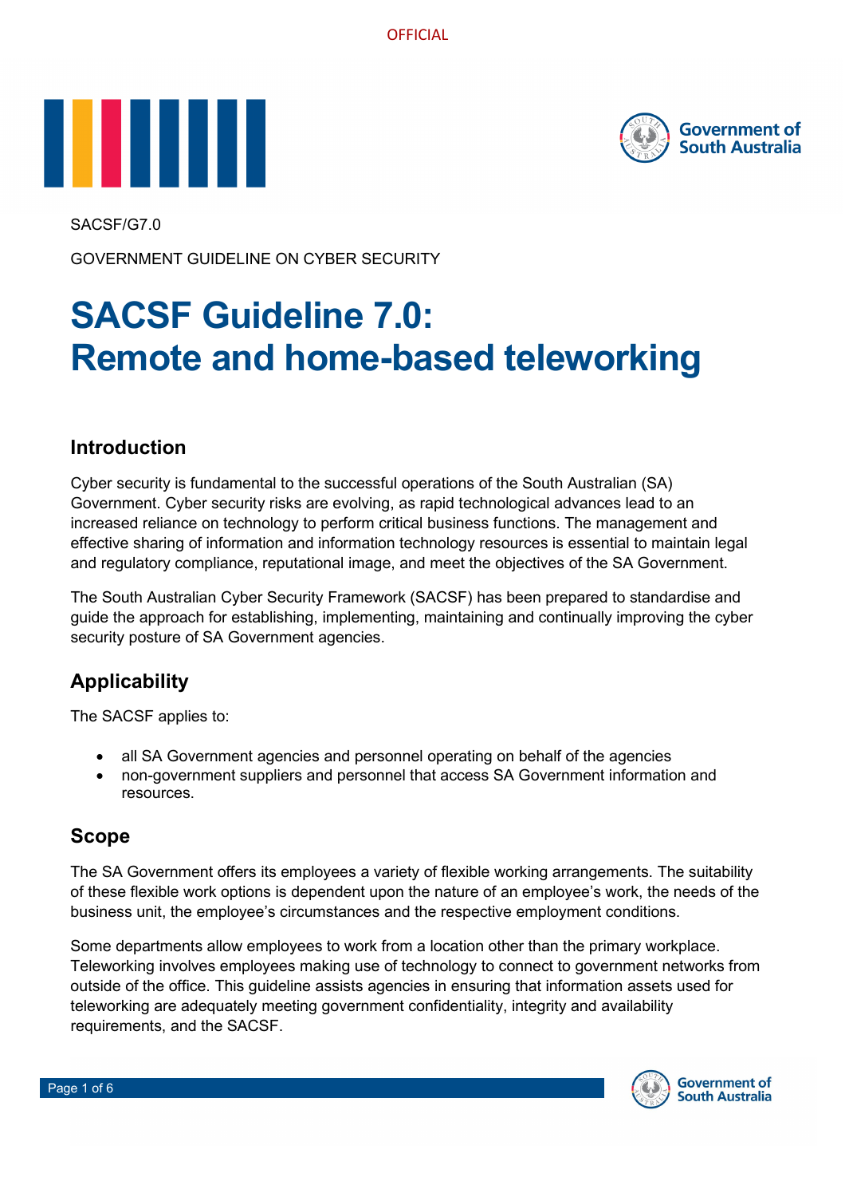OFFICIAL

SACSF/G7.0

GOVERNMENT GUIDELINE ON CYBER SECURITY

# SACSF Guideline 7.0: Remote and home-based teleworking

## Introduction

Cyber security is fundamental to the successful operations of the South Australian (SA) Government. Cyber security risks are evolving, as rapid technological advances lead to an increased reliance on technology to perform critical business functions. The management and effective sharing of information and information technology resources is essential to maintain legal and regulatory compliance, reputational image, and meet the objectives of the SA Government.

The South Australian Cyber Security Framework (SACSF) has been prepared to standardise and guide the approach for establishing, implementing, maintaining and continually improving the cyber security posture of SA Government agencies.

## Applicability

The SACSF applies to:

- all SA Government agencies and personnel operating on behalf of the agencies
- non-government suppliers and personnel that access SA Government information and resources.

## Scope

The SA Government offers its employees a variety of flexible working arrangements. The suitability of these flexible work options is dependent upon the nature of an employee's work, the needs of the business unit, the employee's circumstances and the respective employment conditions.

Some departments allow employees to work from a location other than the primary workplace. Teleworking involves employees making use of technology to connect to government networks from outside of the office. This guideline assists agencies in ensuring that information assets used for teleworking are adequately meeting government confidentiality, integrity and availability requirements, and the SACSF.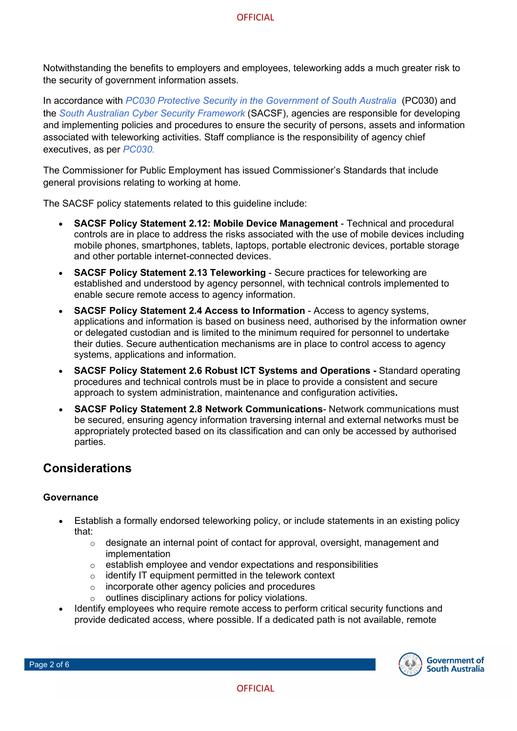Notwithstanding the benefits to employers and employees, teleworking adds a much greater risk to the security of government information assets.

In accordance with *PC030 Protective Security in the Government of South Australia* (PC030) and the *South Australian Cyber Security Framework* (SACSF), agencies are responsible for developing and implementing policies and procedures to ensure the security of persons, assets and information associated with teleworking activities. Staff compliance is the responsibility of agency chief executives, as per *PC030.*

The Commissioner for Public Employment has issued Commissioner's Standards that include general provisions relating to working at home.

The SACSF policy statements related to this guideline include:

- **SACSF Policy Statement 2.12: Mobile Device Management** - Technical and procedural controls are in place to address the risks associated with the use of mobile devices including mobile phones, smartphones, tablets, laptops, portable electronic devices, portable storage and other portable internet-connected devices.
- **SACSF Policy Statement 2.13 Teleworking** - Secure practices for teleworking are established and understood by agency personnel, with technical controls implemented to enable secure remote access to agency information.
- **SACSF Policy Statement 2.4 Access to Information** - Access to agency systems, applications and information is based on business need, authorised by the information owner or delegated custodian and is limited to the minimum required for personnel to undertake their duties. Secure authentication mechanisms are in place to control access to agency systems, applications and information.
- **SACSF Policy Statement 2.6 Robust ICT Systems and Operations -** Standard operating procedures and technical controls must be in place to provide a consistent and secure approach to system administration, maintenance and configuration activities**.**
- **SACSF Policy Statement 2.8 Network Communications**- Network communications must be secured, ensuring agency information traversing internal and external networks must be appropriately protected based on its classification and can only be accessed by authorised parties.

## Considerations

### Governance

- Establish a formally endorsed teleworking policy, or include statements in an existing policy that:
  - designate an internal point of contact for approval, oversight, management and implementation
  - establish employee and vendor expectations and responsibilities
  - identify IT equipment permitted in the telework context
  - incorporate other agency policies and procedures
  - outlines disciplinary actions for policy violations.
- Identify employees who require remote access to perform critical security functions and provide dedicated access, where possible. If a dedicated path is not available, remote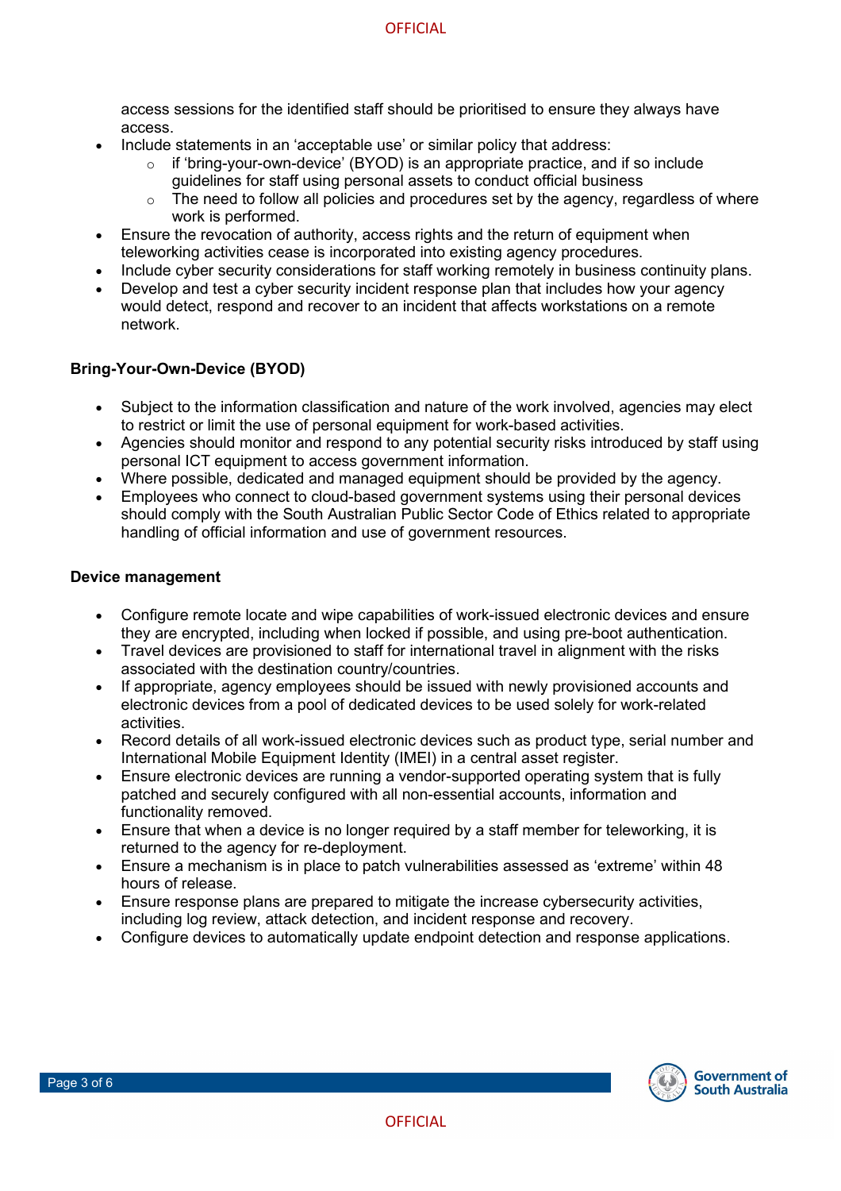access sessions for the identified staff should be prioritised to ensure they always have access.

- Include statements in an 'acceptable use' or similar policy that address:
  - if 'bring-your-own-device' (BYOD) is an appropriate practice, and if so include guidelines for staff using personal assets to conduct official business
  - The need to follow all policies and procedures set by the agency, regardless of where work is performed.
- Ensure the revocation of authority, access rights and the return of equipment when teleworking activities cease is incorporated into existing agency procedures.
- Include cyber security considerations for staff working remotely in business continuity plans.
- Develop and test a cyber security incident response plan that includes how your agency would detect, respond and recover to an incident that affects workstations on a remote network.

**Bring-Your-Own-Device (BYOD)**

- Subject to the information classification and nature of the work involved, agencies may elect to restrict or limit the use of personal equipment for work-based activities.
- Agencies should monitor and respond to any potential security risks introduced by staff using personal ICT equipment to access government information.
- Where possible, dedicated and managed equipment should be provided by the agency.
- Employees who connect to cloud-based government systems using their personal devices should comply with the South Australian Public Sector Code of Ethics related to appropriate handling of official information and use of government resources.

**Device management**

- Configure remote locate and wipe capabilities of work-issued electronic devices and ensure they are encrypted, including when locked if possible, and using pre-boot authentication.
- Travel devices are provisioned to staff for international travel in alignment with the risks associated with the destination country/countries.
- If appropriate, agency employees should be issued with newly provisioned accounts and electronic devices from a pool of dedicated devices to be used solely for work-related activities.
- Record details of all work-issued electronic devices such as product type, serial number and International Mobile Equipment Identity (IMEI) in a central asset register.
- Ensure electronic devices are running a vendor-supported operating system that is fully patched and securely configured with all non-essential accounts, information and functionality removed.
- Ensure that when a device is no longer required by a staff member for teleworking, it is returned to the agency for re-deployment.
- Ensure a mechanism is in place to patch vulnerabilities assessed as 'extreme' within 48 hours of release.
- Ensure response plans are prepared to mitigate the increase cybersecurity activities, including log review, attack detection, and incident response and recovery.
- Configure devices to automatically update endpoint detection and response applications.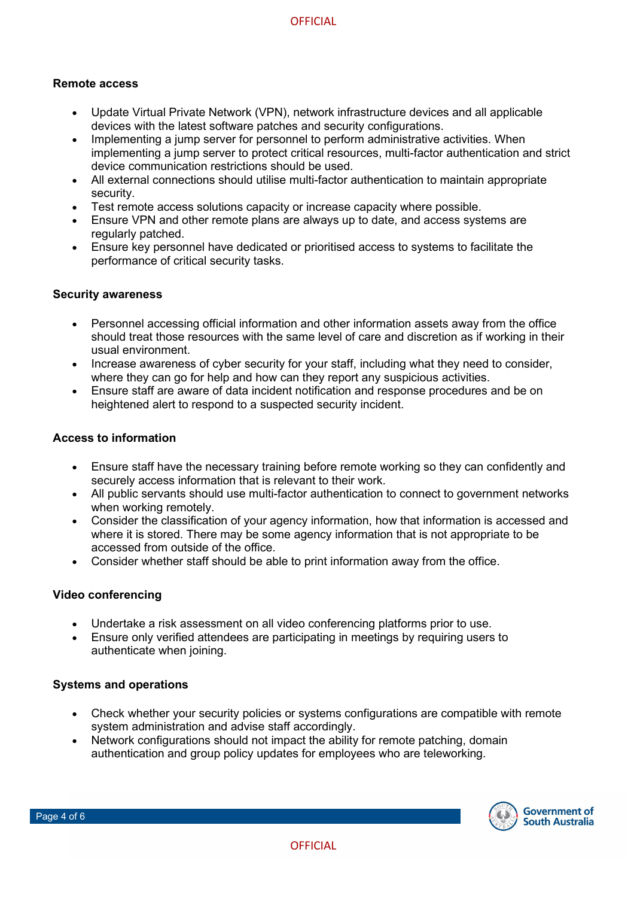**Remote access**

- Update Virtual Private Network (VPN), network infrastructure devices and all applicable devices with the latest software patches and security configurations.
- Implementing a jump server for personnel to perform administrative activities. When implementing a jump server to protect critical resources, multi-factor authentication and strict device communication restrictions should be used.
- All external connections should utilise multi-factor authentication to maintain appropriate security.
- Test remote access solutions capacity or increase capacity where possible.
- Ensure VPN and other remote plans are always up to date, and access systems are regularly patched.
- Ensure key personnel have dedicated or prioritised access to systems to facilitate the performance of critical security tasks.

**Security awareness**

- Personnel accessing official information and other information assets away from the office should treat those resources with the same level of care and discretion as if working in their usual environment.
- Increase awareness of cyber security for your staff, including what they need to consider, where they can go for help and how can they report any suspicious activities.
- Ensure staff are aware of data incident notification and response procedures and be on heightened alert to respond to a suspected security incident.

**Access to information**

- Ensure staff have the necessary training before remote working so they can confidently and securely access information that is relevant to their work.
- All public servants should use multi-factor authentication to connect to government networks when working remotely.
- Consider the classification of your agency information, how that information is accessed and where it is stored. There may be some agency information that is not appropriate to be accessed from outside of the office.
- Consider whether staff should be able to print information away from the office.

**Video conferencing**

- Undertake a risk assessment on all video conferencing platforms prior to use.
- Ensure only verified attendees are participating in meetings by requiring users to authenticate when joining.

**Systems and operations**

- Check whether your security policies or systems configurations are compatible with remote system administration and advise staff accordingly.
- Network configurations should not impact the ability for remote patching, domain authentication and group policy updates for employees who are teleworking.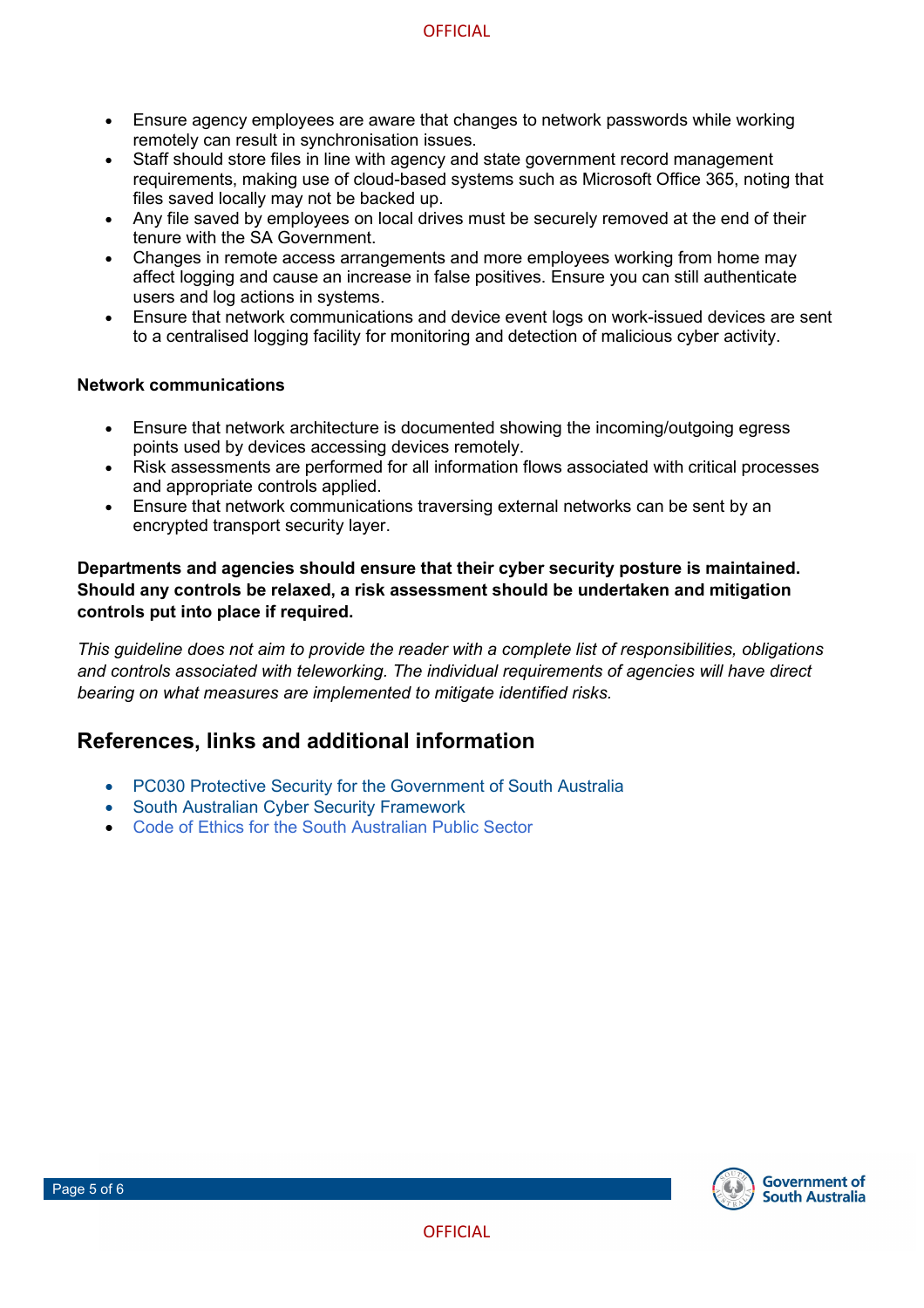- Ensure agency employees are aware that changes to network passwords while working remotely can result in synchronisation issues.
- Staff should store files in line with agency and state government record management requirements, making use of cloud-based systems such as Microsoft Office 365, noting that files saved locally may not be backed up.
- Any file saved by employees on local drives must be securely removed at the end of their tenure with the SA Government.
- Changes in remote access arrangements and more employees working from home may affect logging and cause an increase in false positives. Ensure you can still authenticate users and log actions in systems.
- Ensure that network communications and device event logs on work-issued devices are sent to a centralised logging facility for monitoring and detection of malicious cyber activity.

**Network communications**

- Ensure that network architecture is documented showing the incoming/outgoing egress points used by devices accessing devices remotely.
- Risk assessments are performed for all information flows associated with critical processes and appropriate controls applied.
- Ensure that network communications traversing external networks can be sent by an encrypted transport security layer.

**Departments and agencies should ensure that their cyber security posture is maintained. Should any controls be relaxed, a risk assessment should be undertaken and mitigation controls put into place if required.**

*This guideline does not aim to provide the reader with a complete list of responsibilities, obligations and controls associated with teleworking. The individual requirements of agencies will have direct bearing on what measures are implemented to mitigate identified risks.*

## References, links and additional information

- PC030 Protective Security for the Government of South Australia
- South Australian Cyber Security Framework
- Code of Ethics for the South Australian Public Sector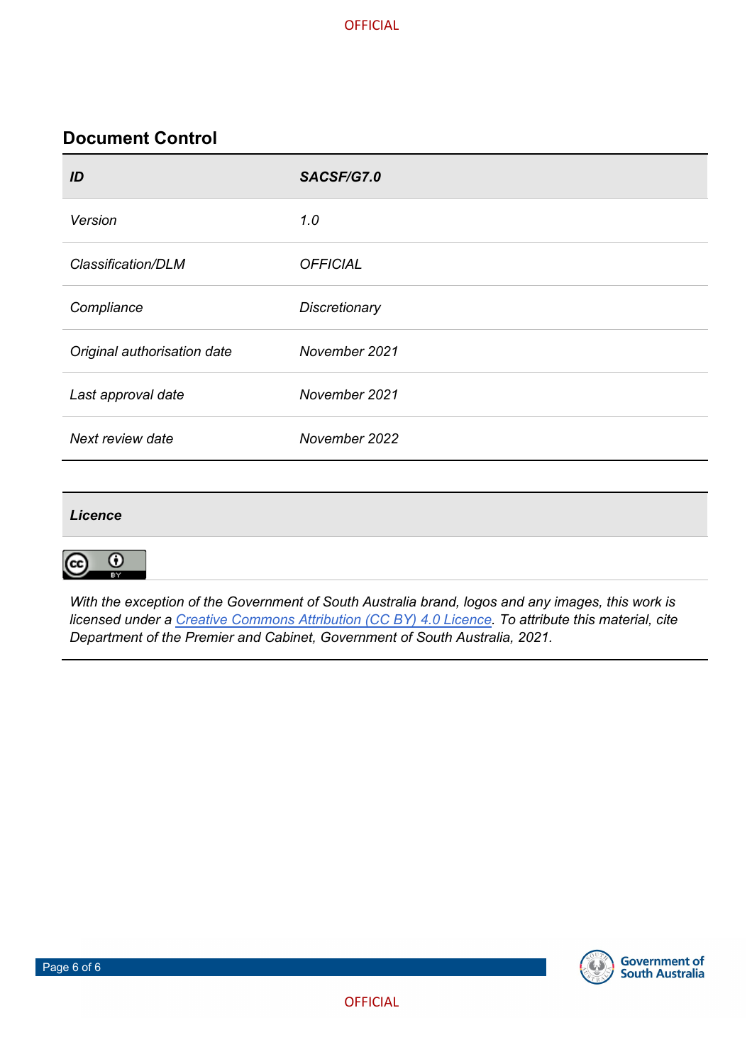## Document Control

| *ID* | ***SACSF/G7.0*** |
|---|---|
| *Version* | *1.0* |
| *Classification/DLM* | *OFFICIAL* |
| *Compliance* | *Discretionary* |
| *Original authorisation date* | *November 2021* |
| *Last approval date* | *November 2021* |
| *Next review date* | *November 2022* |

***Licence***

*With the exception of the Government of South Australia brand, logos and any images, this work is licensed under a Creative Commons Attribution (CC BY) 4.0 Licence. To attribute this material, cite Department of the Premier and Cabinet, Government of South Australia, 2021.*